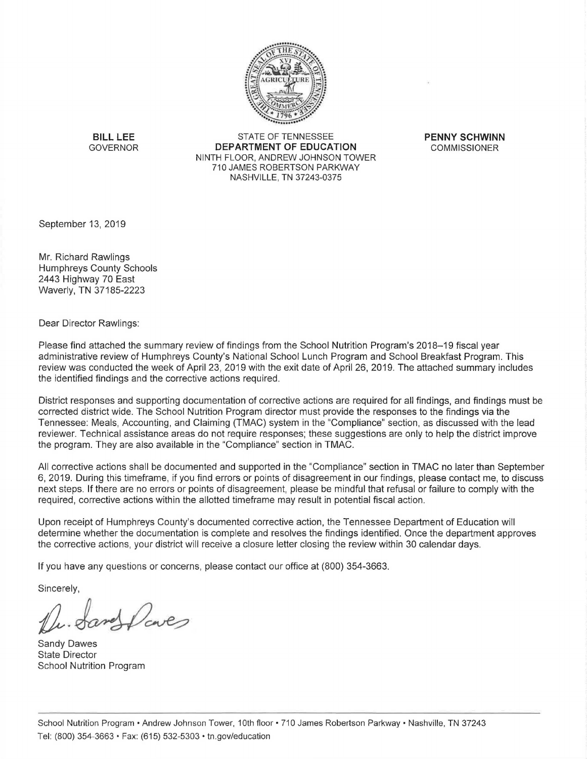**BILL LEE**
GOVERNOR

STATE OF TENNESSEE
**DEPARTMENT OF EDUCATION**
NINTH FLOOR, ANDREW JOHNSON TOWER
710 JAMES ROBERTSON PARKWAY
NASHVILLE, TN 37243-0375

**PENNY SCHWINN**
COMMISSIONER

September 13, 2019

Mr. Richard Rawlings
Humphreys County Schools
2443 Highway 70 East
Waverly, TN 37185-2223

Dear Director Rawlings:

Please find attached the summary review of findings from the School Nutrition Program's 2018–19 fiscal year administrative review of Humphreys County's National School Lunch Program and School Breakfast Program. This review was conducted the week of April 23, 2019 with the exit date of April 26, 2019. The attached summary includes the identified findings and the corrective actions required.

District responses and supporting documentation of corrective actions are required for all findings, and findings must be corrected district wide. The School Nutrition Program director must provide the responses to the findings via the Tennessee: Meals, Accounting, and Claiming (TMAC) system in the "Compliance" section, as discussed with the lead reviewer. Technical assistance areas do not require responses; these suggestions are only to help the district improve the program. They are also available in the "Compliance" section in TMAC.

All corrective actions shall be documented and supported in the "Compliance" section in TMAC no later than September 6, 2019. During this timeframe, if you find errors or points of disagreement in our findings, please contact me, to discuss next steps. If there are no errors or points of disagreement, please be mindful that refusal or failure to comply with the required, corrective actions within the allotted timeframe may result in potential fiscal action.

Upon receipt of Humphreys County's documented corrective action, the Tennessee Department of Education will determine whether the documentation is complete and resolves the findings identified. Once the department approves the corrective actions, your district will receive a closure letter closing the review within 30 calendar days.

If you have any questions or concerns, please contact our office at (800) 354-3663.

Sincerely,

Sandy Dawes
State Director
School Nutrition Program

School Nutrition Program • Andrew Johnson Tower, 10th floor • 710 James Robertson Parkway • Nashville, TN 37243
Tel: (800) 354-3663 • Fax: (615) 532-5303 • tn.gov/education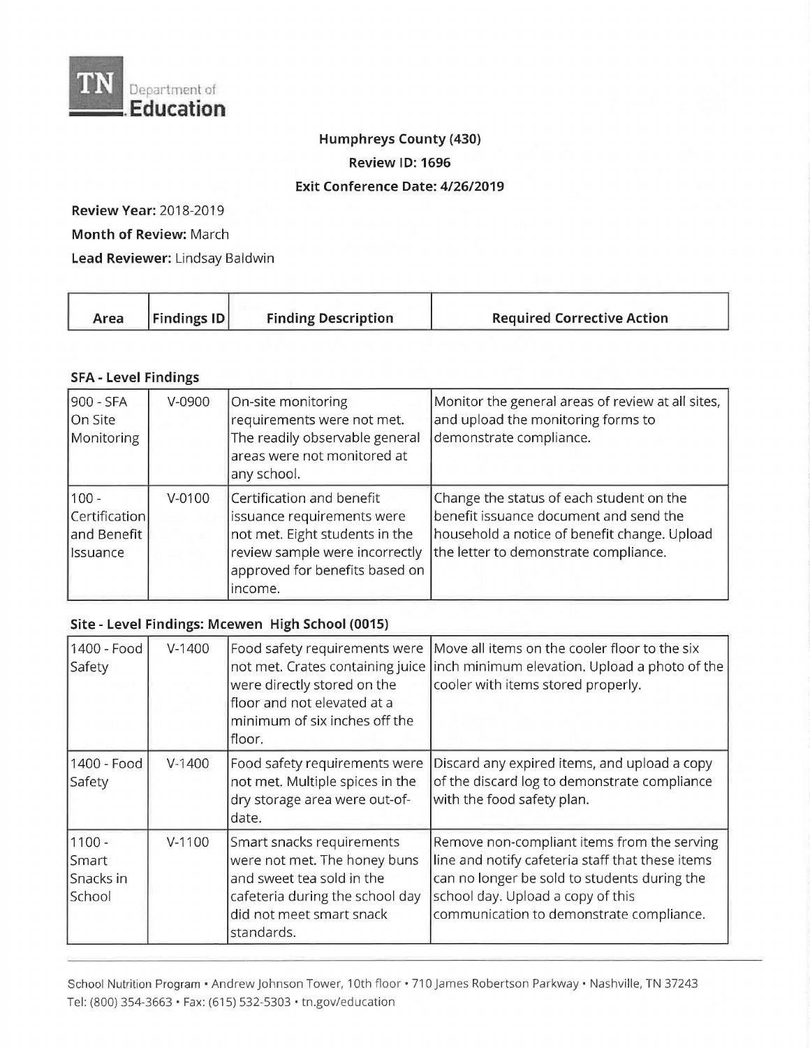TN Department of Education

**Humphreys County (430)**

**Review ID: 1696**

**Exit Conference Date: 4/26/2019**

**Review Year:** 2018-2019

**Month of Review:** March

**Lead Reviewer:** Lindsay Baldwin

| Area | Findings ID | Finding Description | Required Corrective Action |
|---|---|---|---|

### SFA - Level Findings

| | | | |
|---|---|---|---|
| 900 - SFA On Site Monitoring | V-0900 | On-site monitoring requirements were not met. The readily observable general areas were not monitored at any school. | Monitor the general areas of review at all sites, and upload the monitoring forms to demonstrate compliance. |
| 100 - Certification and Benefit Issuance | V-0100 | Certification and benefit issuance requirements were not met. Eight students in the review sample were incorrectly approved for benefits based on income. | Change the status of each student on the benefit issuance document and send the household a notice of benefit change. Upload the letter to demonstrate compliance. |

### Site - Level Findings: Mcewen High School (0015)

| | | | |
|---|---|---|---|
| 1400 - Food Safety | V-1400 | Food safety requirements were not met. Crates containing juice were directly stored on the floor and not elevated at a minimum of six inches off the floor. | Move all items on the cooler floor to the six inch minimum elevation. Upload a photo of the cooler with items stored properly. |
| 1400 - Food Safety | V-1400 | Food safety requirements were not met. Multiple spices in the dry storage area were out-of-date. | Discard any expired items, and upload a copy of the discard log to demonstrate compliance with the food safety plan. |
| 1100 - Smart Snacks in School | V-1100 | Smart snacks requirements were not met. The honey buns and sweet tea sold in the cafeteria during the school day did not meet smart snack standards. | Remove non-compliant items from the serving line and notify cafeteria staff that these items can no longer be sold to students during the school day. Upload a copy of this communication to demonstrate compliance. |

School Nutrition Program • Andrew Johnson Tower, 10th floor • 710 James Robertson Parkway • Nashville, TN 37243
Tel: (800) 354-3663 • Fax: (615) 532-5303 • tn.gov/education